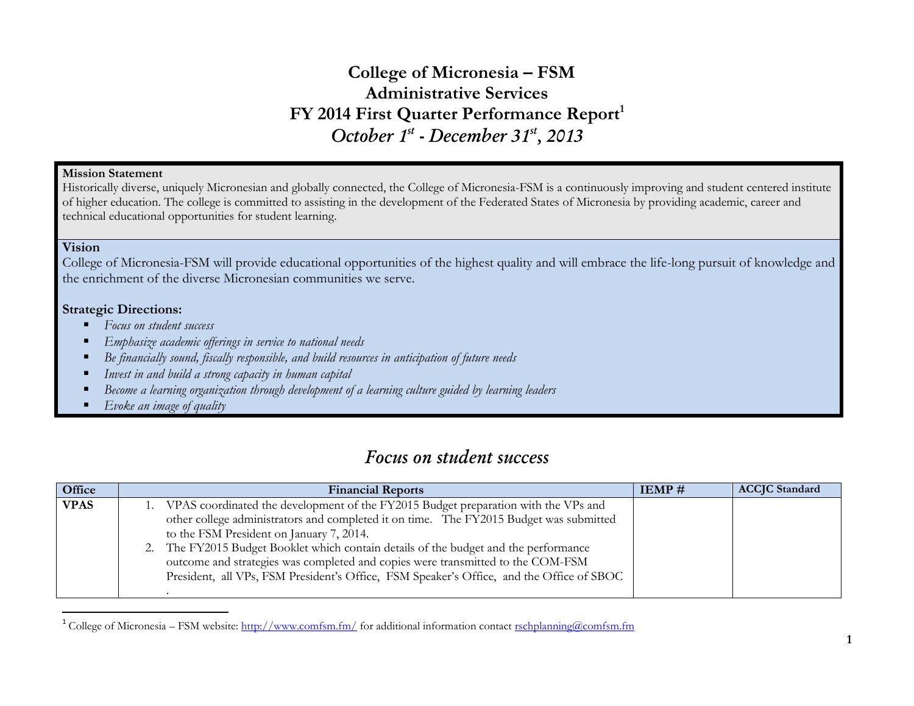# College of Micronesia – FSM
# Administrative Services
# FY 2014 First Quarter Performance Report[1]
## *October 1st - December 31st, 2013*

**Mission Statement**
Historically diverse, uniquely Micronesian and globally connected, the College of Micronesia-FSM is a continuously improving and student centered institute of higher education. The college is committed to assisting in the development of the Federated States of Micronesia by providing academic, career and technical educational opportunities for student learning.

**Vision**
College of Micronesia-FSM will provide educational opportunities of the highest quality and will embrace the life-long pursuit of knowledge and the enrichment of the diverse Micronesian communities we serve.

**Strategic Directions:**

- *Focus on student success*
- *Emphasize academic offerings in service to national needs*
- *Be financially sound, fiscally responsible, and build resources in anticipation of future needs*
- *Invest in and build a strong capacity in human capital*
- *Become a learning organization through development of a learning culture guided by learning leaders*
- *Evoke an image of quality*

## *Focus on student success*

| Office | Financial Reports | IEMP # | ACCJC Standard |
|---|---|---|---|
| **VPAS** | 1. VPAS coordinated the development of the FY2015 Budget preparation with the VPs and other college administrators and completed it on time. The FY2015 Budget was submitted to the FSM President on January 7, 2014.<br>2. The FY2015 Budget Booklet which contain details of the budget and the performance outcome and strategies was completed and copies were transmitted to the COM-FSM President, all VPs, FSM President's Office, FSM Speaker's Office, and the Office of SBOC . | | |

[1] College of Micronesia – FSM website: http://www.comfsm.fm/ for additional information contact rschplanning@comfsm.fm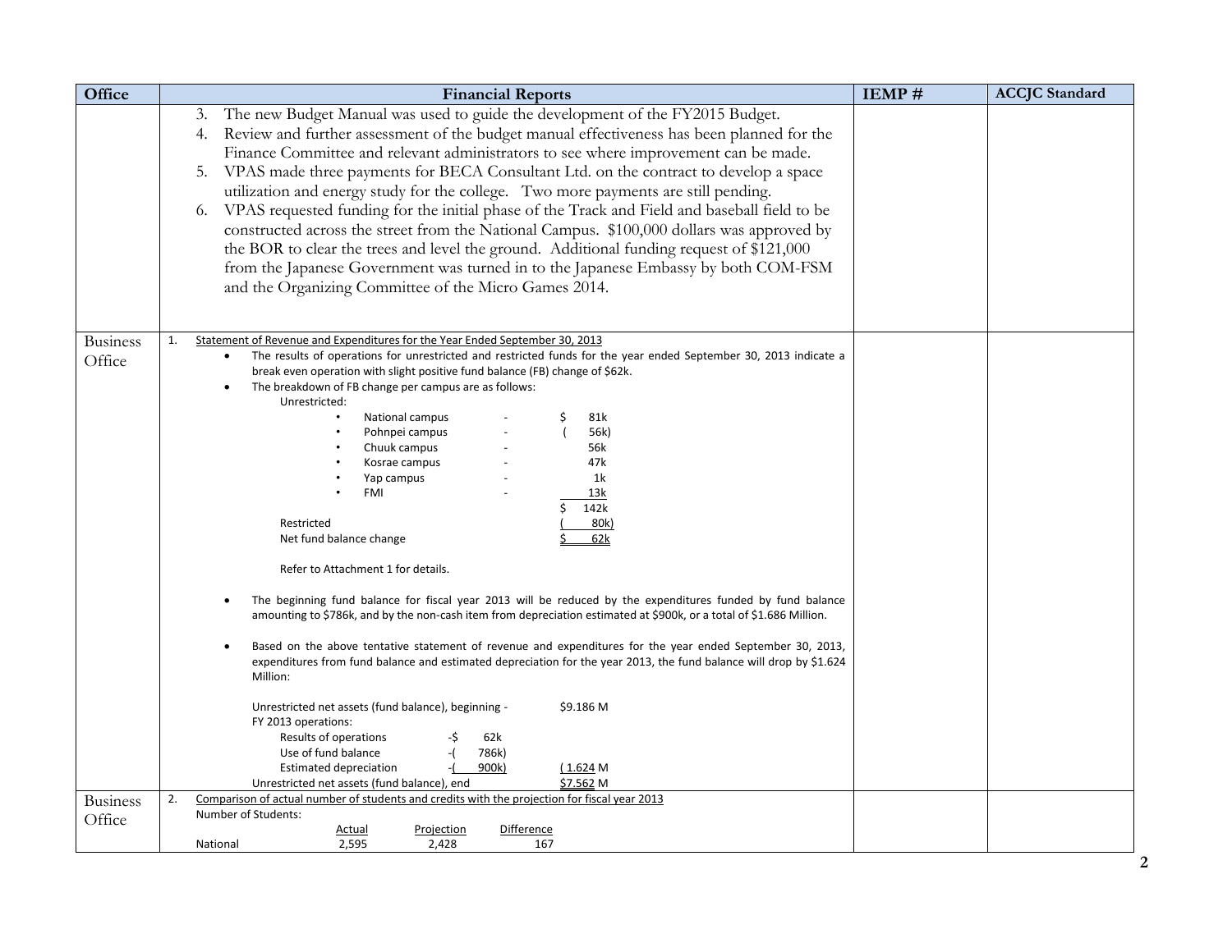| Office | Financial Reports | IEMP # | ACCJC Standard |
|---|---|---|---|
| | 3. The new Budget Manual was used to guide the development of the FY2015 Budget.<br>4. Review and further assessment of the budget manual effectiveness has been planned for the Finance Committee and relevant administrators to see where improvement can be made.<br>5. VPAS made three payments for BECA Consultant Ltd. on the contract to develop a space utilization and energy study for the college. Two more payments are still pending.<br>6. VPAS requested funding for the initial phase of the Track and Field and baseball field to be constructed across the street from the National Campus. $100,000 dollars was approved by the BOR to clear the trees and level the ground. Additional funding request of $121,000 from the Japanese Government was turned in to the Japanese Embassy by both COM-FSM and the Organizing Committee of the Micro Games 2014. | | |
| Business Office | 1. Statement of Revenue and Expenditures for the Year Ended September 30, 2013<br>• The results of operations for unrestricted and restricted funds for the year ended September 30, 2013 indicate a break even operation with slight positive fund balance (FB) change of $62k.<br>• The breakdown of FB change per campus are as follows:<br>Unrestricted:<br>• National campus - $ 81k<br>• Pohnpei campus - ( 56k)<br>• Chuuk campus - 56k<br>• Kosrae campus - 47k<br>• Yap campus - 1k<br>• FMI - 13k<br>$ 142k<br>Restricted ( 80k)<br>Net fund balance change $ 62k<br><br>Refer to Attachment 1 for details.<br><br>• The beginning fund balance for fiscal year 2013 will be reduced by the expenditures funded by fund balance amounting to $786k, and by the non-cash item from depreciation estimated at $900k, or a total of $1.686 Million.<br><br>• Based on the above tentative statement of revenue and expenditures for the year ended September 30, 2013, expenditures from fund balance and estimated depreciation for the year 2013, the fund balance will drop by $1.624 Million:<br><br>Unrestricted net assets (fund balance), beginning - $9.186 M<br>FY 2013 operations:<br>Results of operations -$ 62k<br>Use of fund balance -( 786k)<br>Estimated depreciation -( 900k) ( 1.624 M<br>Unrestricted net assets (fund balance), end $7.562 M | | |
| Business Office | 2. Comparison of actual number of students and credits with the projection for fiscal year 2013<br>Number of Students:<br>Actual / Projection / Difference<br>National 2,595 / 2,428 / 167 | | |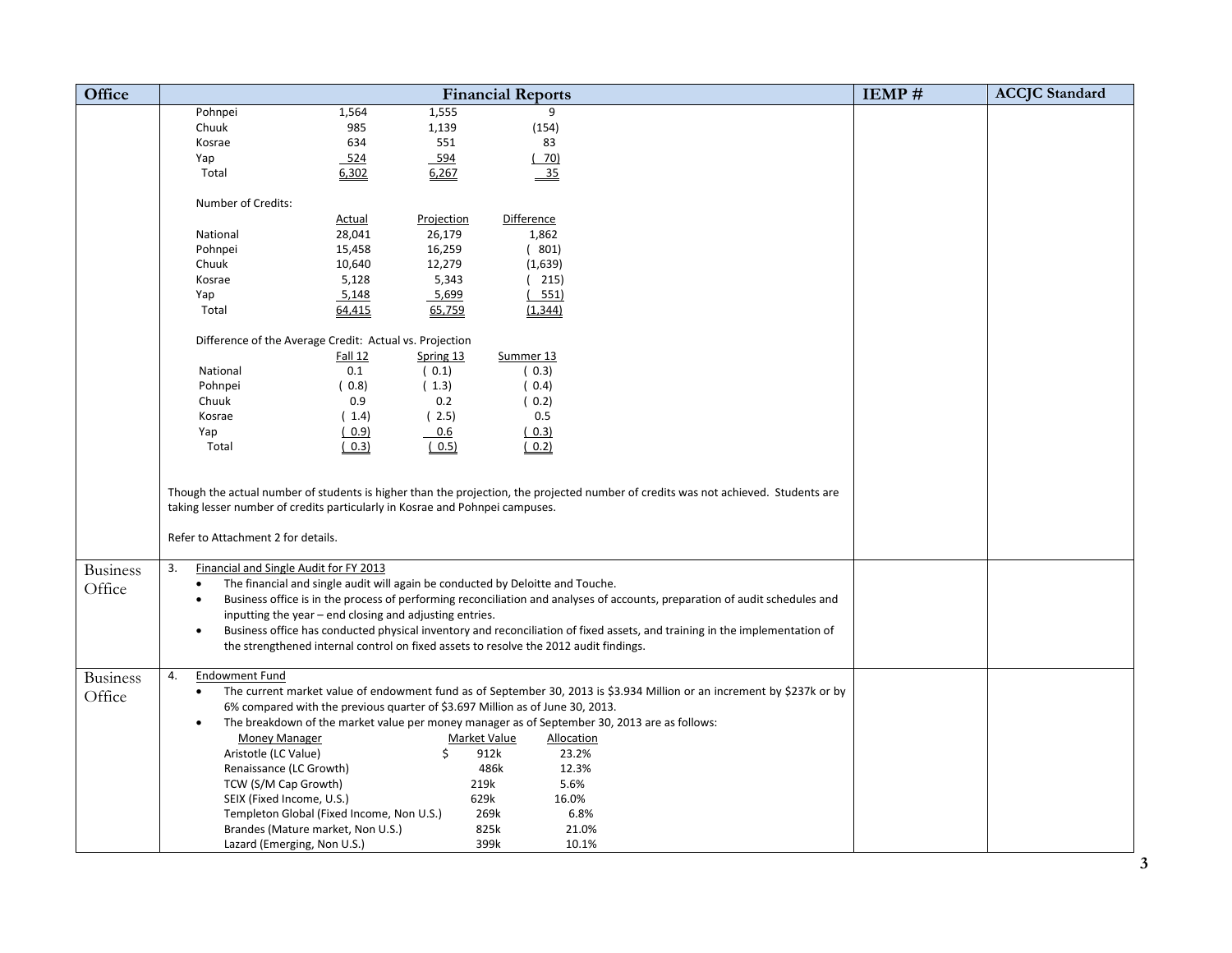| Office | Financial Reports | IEMP # | ACCJC Standard |
|---|---|---|---|
| | (continued) | | |

| | | | |
|---|---|---|---|
| Pohnpei | 1,564 | 1,555 | 9 |
| Chuuk | 985 | 1,139 | (154) |
| Kosrae | 634 | 551 | 83 |
| Yap | 524 | 594 | ( 70) |
| Total | 6,302 | 6,267 | 35 |

Number of Credits:

| | Actual | Projection | Difference |
|---|---|---|---|
| National | 28,041 | 26,179 | 1,862 |
| Pohnpei | 15,458 | 16,259 | ( 801) |
| Chuuk | 10,640 | 12,279 | (1,639) |
| Kosrae | 5,128 | 5,343 | ( 215) |
| Yap | 5,148 | 5,699 | ( 551) |
| Total | 64,415 | 65,759 | (1,344) |

Difference of the Average Credit: Actual vs. Projection

| | Fall 12 | Spring 13 | Summer 13 |
|---|---|---|---|
| National | 0.1 | ( 0.1) | ( 0.3) |
| Pohnpei | ( 0.8) | ( 1.3) | ( 0.4) |
| Chuuk | 0.9 | 0.2 | ( 0.2) |
| Kosrae | ( 1.4) | ( 2.5) | 0.5 |
| Yap | ( 0.9) | 0.6 | ( 0.3) |
| Total | ( 0.3) | ( 0.5) | ( 0.2) |

Though the actual number of students is higher than the projection, the projected number of credits was not achieved. Students are taking lesser number of credits particularly in Kosrae and Pohnpei campuses.

Refer to Attachment 2 for details.

**Business Office**

3. Financial and Single Audit for FY 2013
   - The financial and single audit will again be conducted by Deloitte and Touche.
   - Business office is in the process of performing reconciliation and analyses of accounts, preparation of audit schedules and inputting the year – end closing and adjusting entries.
   - Business office has conducted physical inventory and reconciliation of fixed assets, and training in the implementation of the strengthened internal control on fixed assets to resolve the 2012 audit findings.

**Business Office**

4. Endowment Fund
   - The current market value of endowment fund as of September 30, 2013 is $3.934 Million or an increment by $237k or by 6% compared with the previous quarter of $3.697 Million as of June 30, 2013.
   - The breakdown of the market value per money manager as of September 30, 2013 are as follows:

| Money Manager | Market Value | Allocation |
|---|---|---|
| Aristotle (LC Value) | $ 912k | 23.2% |
| Renaissance (LC Growth) | 486k | 12.3% |
| TCW (S/M Cap Growth) | 219k | 5.6% |
| SEIX (Fixed Income, U.S.) | 629k | 16.0% |
| Templeton Global (Fixed Income, Non U.S.) | 269k | 6.8% |
| Brandes (Mature market, Non U.S.) | 825k | 21.0% |
| Lazard (Emerging, Non U.S.) | 399k | 10.1% |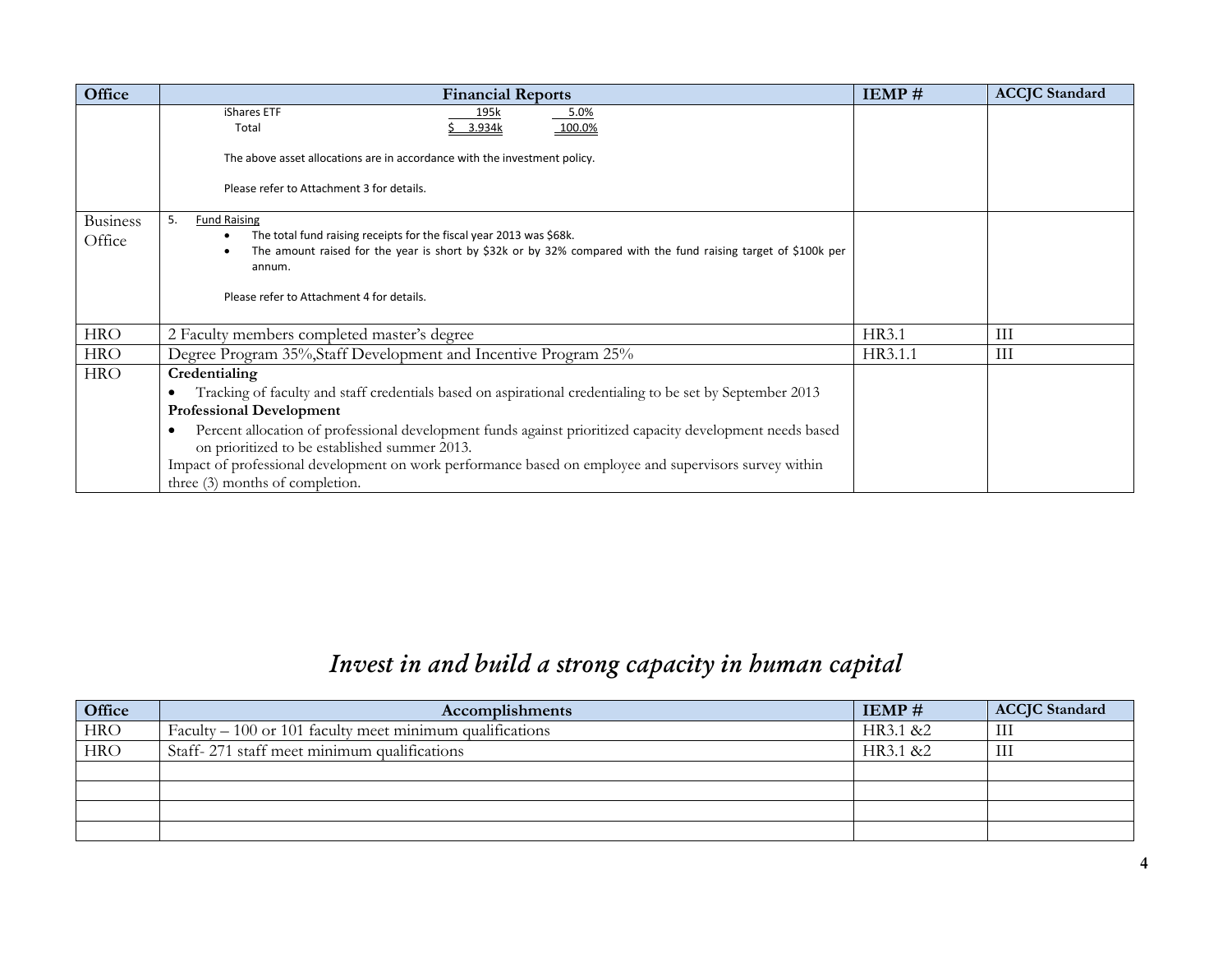| Office | Financial Reports | IEMP # | ACCJC Standard |
|---|---|---|---|
| | iShares ETF 195k 5.0%<br>Total $ 3.934k 100.0%<br><br>The above asset allocations are in accordance with the investment policy.<br><br>Please refer to Attachment 3 for details. | | |
| Business Office | 5. Fund Raising<br>• The total fund raising receipts for the fiscal year 2013 was $68k.<br>• The amount raised for the year is short by $32k or by 32% compared with the fund raising target of $100k per annum.<br><br>Please refer to Attachment 4 for details. | | |
| HRO | 2 Faculty members completed master's degree | HR3.1 | III |
| HRO | Degree Program 35%,Staff Development and Incentive Program 25% | HR3.1.1 | III |
| HRO | **Credentialing**<br>• Tracking of faculty and staff credentials based on aspirational credentialing to be set by September 2013<br>**Professional Development**<br>• Percent allocation of professional development funds against prioritized capacity development needs based on prioritized to be established summer 2013.<br>Impact of professional development on work performance based on employee and supervisors survey within three (3) months of completion. | | |

# *Invest in and build a strong capacity in human capital*

| Office | Accomplishments | IEMP # | ACCJC Standard |
|---|---|---|---|
| HRO | Faculty – 100 or 101 faculty meet minimum qualifications | HR3.1 &2 | III |
| HRO | Staff- 271 staff meet minimum qualifications | HR3.1 &2 | III |
| | | | |
| | | | |
| | | | |
| | | | |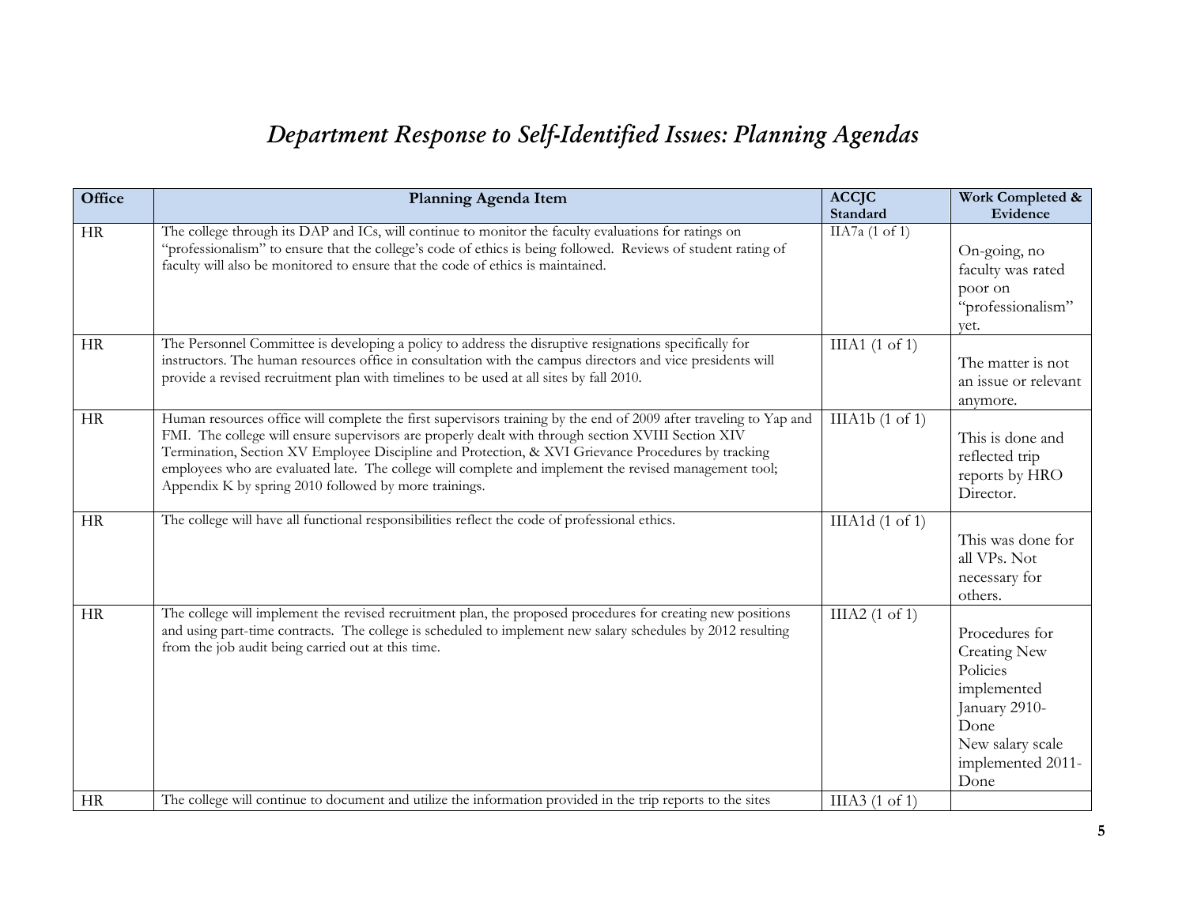# *Department Response to Self-Identified Issues: Planning Agendas*

| Office | Planning Agenda Item | ACCJC Standard | Work Completed & Evidence |
|---|---|---|---|
| HR | The college through its DAP and ICs, will continue to monitor the faculty evaluations for ratings on "professionalism" to ensure that the college's code of ethics is being followed. Reviews of student rating of faculty will also be monitored to ensure that the code of ethics is maintained. | IIA7a (1 of 1) | On-going, no faculty was rated poor on "professionalism" yet. |
| HR | The Personnel Committee is developing a policy to address the disruptive resignations specifically for instructors. The human resources office in consultation with the campus directors and vice presidents will provide a revised recruitment plan with timelines to be used at all sites by fall 2010. | IIIA1 (1 of 1) | The matter is not an issue or relevant anymore. |
| HR | Human resources office will complete the first supervisors training by the end of 2009 after traveling to Yap and FMI. The college will ensure supervisors are properly dealt with through section XVIII Section XIV Termination, Section XV Employee Discipline and Protection, & XVI Grievance Procedures by tracking employees who are evaluated late. The college will complete and implement the revised management tool; Appendix K by spring 2010 followed by more trainings. | IIIA1b (1 of 1) | This is done and reflected trip reports by HRO Director. |
| HR | The college will have all functional responsibilities reflect the code of professional ethics. | IIIA1d (1 of 1) | This was done for all VPs. Not necessary for others. |
| HR | The college will implement the revised recruitment plan, the proposed procedures for creating new positions and using part-time contracts. The college is scheduled to implement new salary schedules by 2012 resulting from the job audit being carried out at this time. | IIIA2 (1 of 1) | Procedures for Creating New Policies implemented January 2910- Done<br>New salary scale implemented 2011- Done |
| HR | The college will continue to document and utilize the information provided in the trip reports to the sites | IIIA3 (1 of 1) | |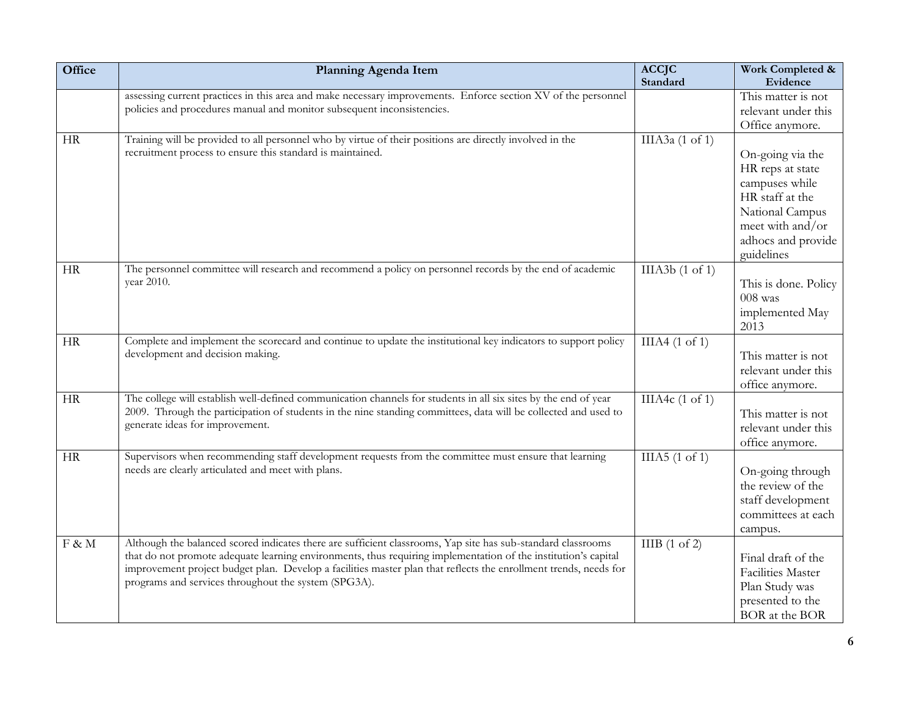| Office | Planning Agenda Item | ACCJC Standard | Work Completed & Evidence |
|---|---|---|---|
| | assessing current practices in this area and make necessary improvements. Enforce section XV of the personnel policies and procedures manual and monitor subsequent inconsistencies. | | This matter is not relevant under this Office anymore. |
| HR | Training will be provided to all personnel who by virtue of their positions are directly involved in the recruitment process to ensure this standard is maintained. | IIIA3a (1 of 1) | On-going via the HR reps at state campuses while HR staff at the National Campus meet with and/or adhocs and provide guidelines |
| HR | The personnel committee will research and recommend a policy on personnel records by the end of academic year 2010. | IIIA3b (1 of 1) | This is done. Policy 008 was implemented May 2013 |
| HR | Complete and implement the scorecard and continue to update the institutional key indicators to support policy development and decision making. | IIIA4 (1 of 1) | This matter is not relevant under this office anymore. |
| HR | The college will establish well-defined communication channels for students in all six sites by the end of year 2009. Through the participation of students in the nine standing committees, data will be collected and used to generate ideas for improvement. | IIIA4c (1 of 1) | This matter is not relevant under this office anymore. |
| HR | Supervisors when recommending staff development requests from the committee must ensure that learning needs are clearly articulated and meet with plans. | IIIA5 (1 of 1) | On-going through the review of the staff development committees at each campus. |
| F & M | Although the balanced scored indicates there are sufficient classrooms, Yap site has sub-standard classrooms that do not promote adequate learning environments, thus requiring implementation of the institution's capital improvement project budget plan. Develop a facilities master plan that reflects the enrollment trends, needs for programs and services throughout the system (SPG3A). | IIIB (1 of 2) | Final draft of the Facilities Master Plan Study was presented to the BOR at the BOR |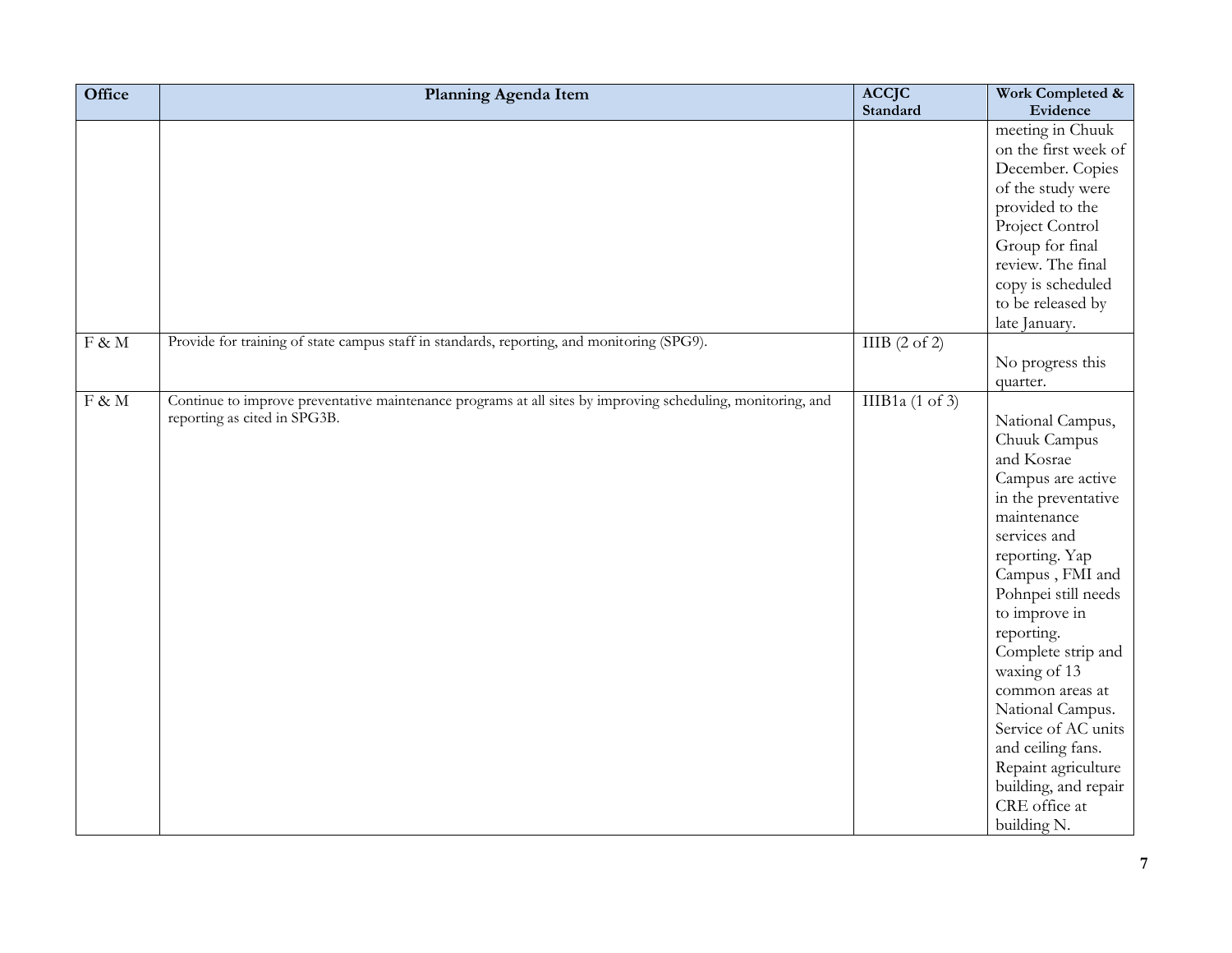| Office | Planning Agenda Item | ACCJC Standard | Work Completed & Evidence |
|---|---|---|---|
| | | | meeting in Chuuk on the first week of December. Copies of the study were provided to the Project Control Group for final review. The final copy is scheduled to be released by late January. |
| F & M | Provide for training of state campus staff in standards, reporting, and monitoring (SPG9). | IIIB (2 of 2) | No progress this quarter. |
| F & M | Continue to improve preventative maintenance programs at all sites by improving scheduling, monitoring, and reporting as cited in SPG3B. | IIIB1a (1 of 3) | National Campus, Chuuk Campus and Kosrae Campus are active in the preventative maintenance services and reporting. Yap Campus , FMI and Pohnpei still needs to improve in reporting. Complete strip and waxing of 13 common areas at National Campus. Service of AC units and ceiling fans. Repaint agriculture building, and repair CRE office at building N. |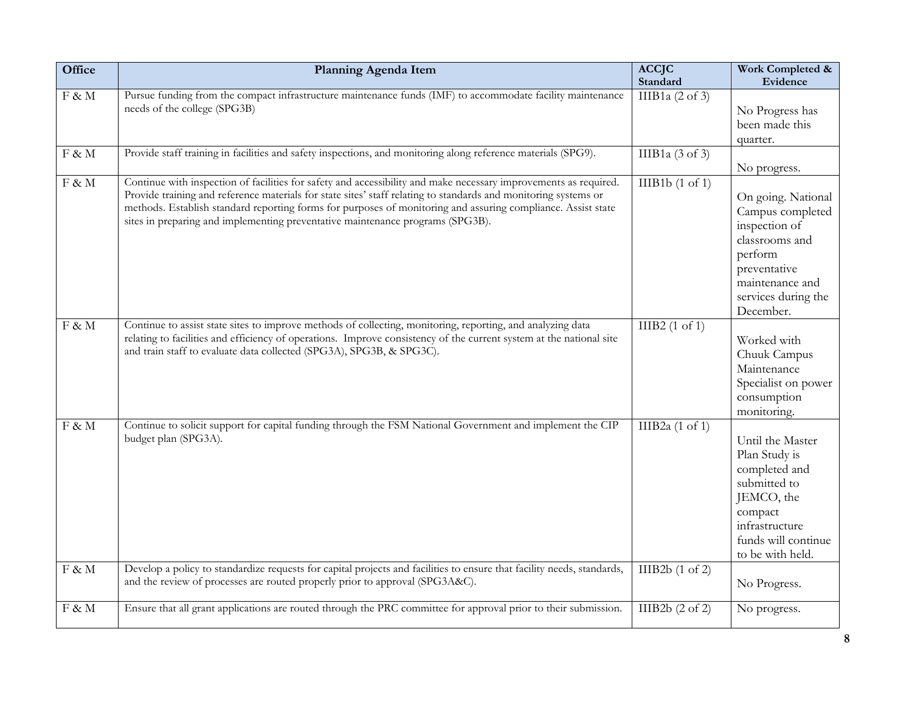| Office | Planning Agenda Item | ACCJC Standard | Work Completed & Evidence |
|---|---|---|---|
| F & M | Pursue funding from the compact infrastructure maintenance funds (IMF) to accommodate facility maintenance needs of the college (SPG3B) | IIIB1a (2 of 3) | No Progress has been made this quarter. |
| F & M | Provide staff training in facilities and safety inspections, and monitoring along reference materials (SPG9). | IIIB1a (3 of 3) | No progress. |
| F & M | Continue with inspection of facilities for safety and accessibility and make necessary improvements as required. Provide training and reference materials for state sites' staff relating to standards and monitoring systems or methods. Establish standard reporting forms for purposes of monitoring and assuring compliance. Assist state sites in preparing and implementing preventative maintenance programs (SPG3B). | IIIB1b (1 of 1) | On going. National Campus completed inspection of classrooms and perform preventative maintenance and services during the December. |
| F & M | Continue to assist state sites to improve methods of collecting, monitoring, reporting, and analyzing data relating to facilities and efficiency of operations. Improve consistency of the current system at the national site and train staff to evaluate data collected (SPG3A), SPG3B, & SPG3C). | IIIB2 (1 of 1) | Worked with Chuuk Campus Maintenance Specialist on power consumption monitoring. |
| F & M | Continue to solicit support for capital funding through the FSM National Government and implement the CIP budget plan (SPG3A). | IIIB2a (1 of 1) | Until the Master Plan Study is completed and submitted to JEMCO, the compact infrastructure funds will continue to be with held. |
| F & M | Develop a policy to standardize requests for capital projects and facilities to ensure that facility needs, standards, and the review of processes are routed properly prior to approval (SPG3A&C). | IIIB2b (1 of 2) | No Progress. |
| F & M | Ensure that all grant applications are routed through the PRC committee for approval prior to their submission. | IIIB2b (2 of 2) | No progress. |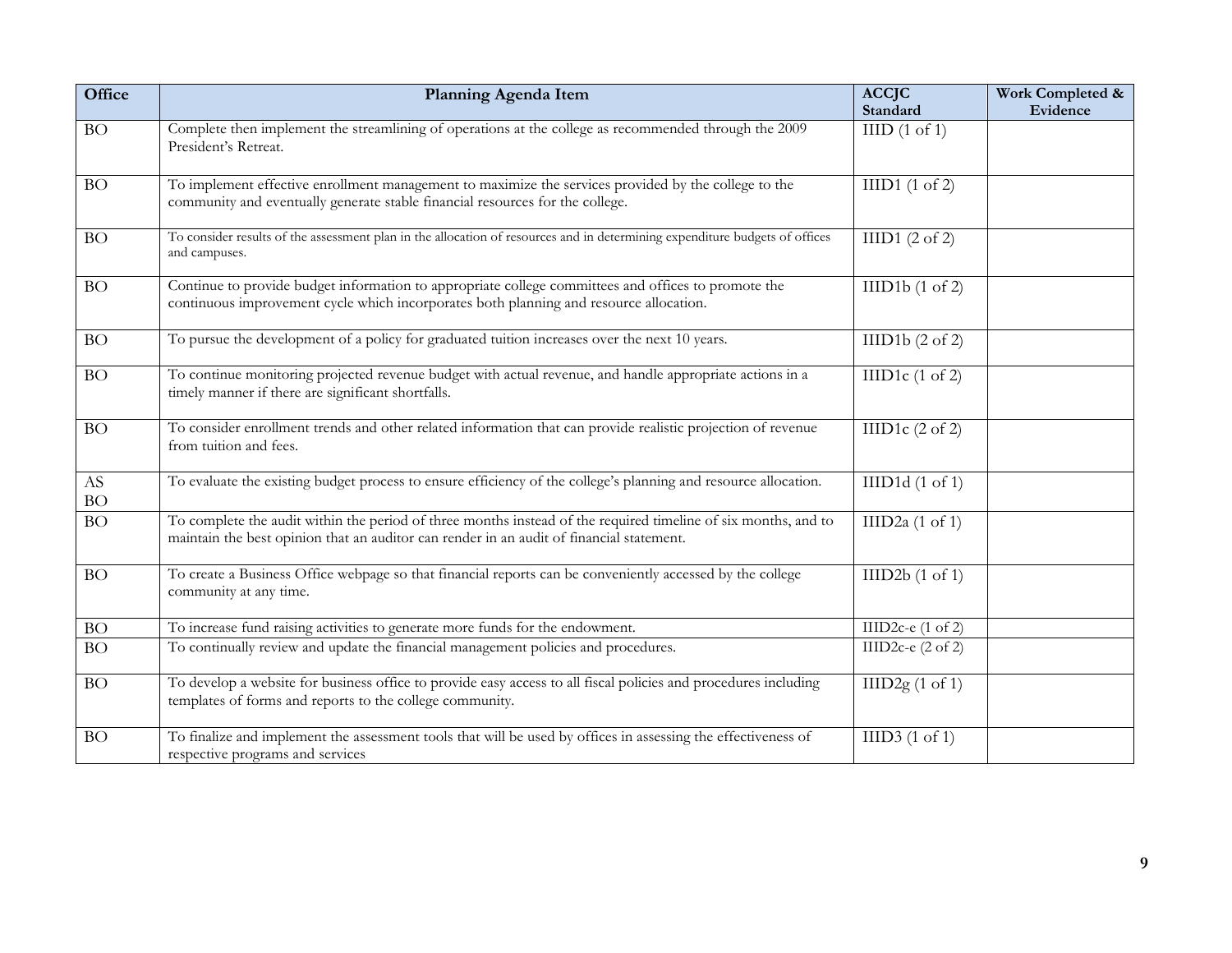| Office | Planning Agenda Item | ACCJC Standard | Work Completed & Evidence |
|---|---|---|---|
| BO | Complete then implement the streamlining of operations at the college as recommended through the 2009 President's Retreat. | IIID (1 of 1) | |
| BO | To implement effective enrollment management to maximize the services provided by the college to the community and eventually generate stable financial resources for the college. | IIID1 (1 of 2) | |
| BO | To consider results of the assessment plan in the allocation of resources and in determining expenditure budgets of offices and campuses. | IIID1 (2 of 2) | |
| BO | Continue to provide budget information to appropriate college committees and offices to promote the continuous improvement cycle which incorporates both planning and resource allocation. | IIID1b (1 of 2) | |
| BO | To pursue the development of a policy for graduated tuition increases over the next 10 years. | IIID1b (2 of 2) | |
| BO | To continue monitoring projected revenue budget with actual revenue, and handle appropriate actions in a timely manner if there are significant shortfalls. | IIID1c (1 of 2) | |
| BO | To consider enrollment trends and other related information that can provide realistic projection of revenue from tuition and fees. | IIID1c (2 of 2) | |
| AS BO | To evaluate the existing budget process to ensure efficiency of the college's planning and resource allocation. | IIID1d (1 of 1) | |
| BO | To complete the audit within the period of three months instead of the required timeline of six months, and to maintain the best opinion that an auditor can render in an audit of financial statement. | IIID2a (1 of 1) | |
| BO | To create a Business Office webpage so that financial reports can be conveniently accessed by the college community at any time. | IIID2b (1 of 1) | |
| BO | To increase fund raising activities to generate more funds for the endowment. | IIID2c-e (1 of 2) | |
| BO | To continually review and update the financial management policies and procedures. | IIID2c-e (2 of 2) | |
| BO | To develop a website for business office to provide easy access to all fiscal policies and procedures including templates of forms and reports to the college community. | IIID2g (1 of 1) | |
| BO | To finalize and implement the assessment tools that will be used by offices in assessing the effectiveness of respective programs and services | IIID3 (1 of 1) | |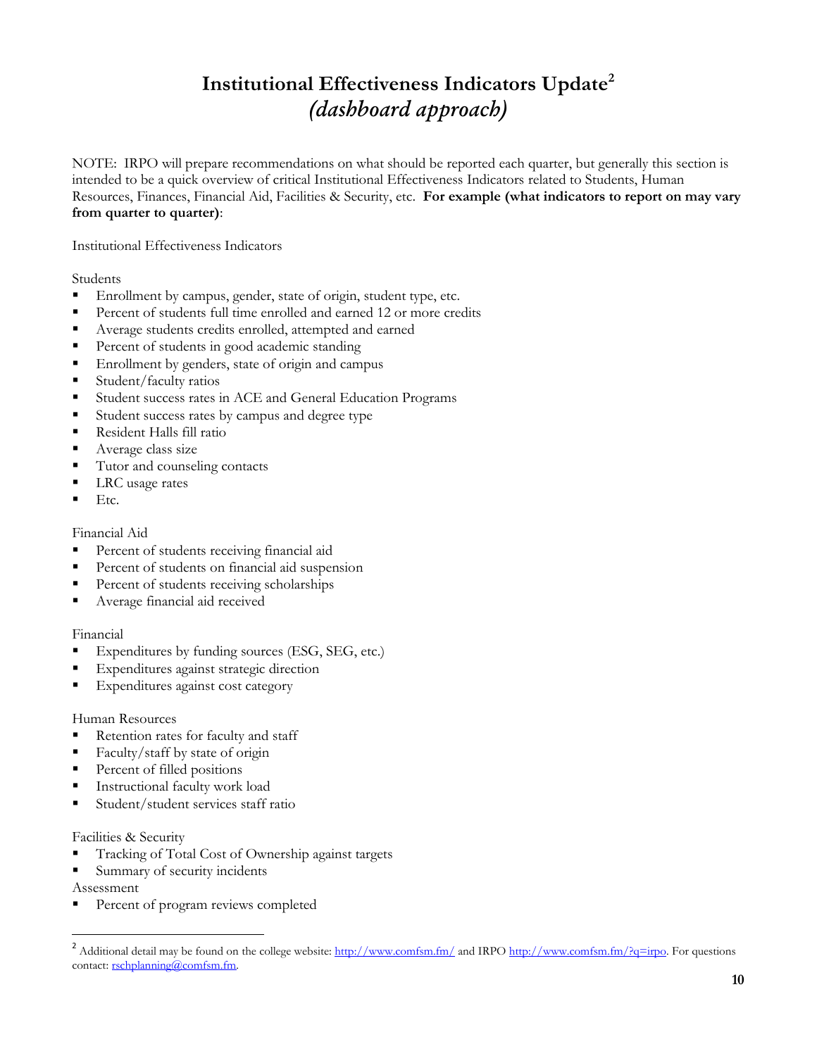# Institutional Effectiveness Indicators Update[2]
## *(dashboard approach)*

NOTE: IRPO will prepare recommendations on what should be reported each quarter, but generally this section is intended to be a quick overview of critical Institutional Effectiveness Indicators related to Students, Human Resources, Finances, Financial Aid, Facilities & Security, etc. **For example (what indicators to report on may vary from quarter to quarter)**:

Institutional Effectiveness Indicators

Students

- Enrollment by campus, gender, state of origin, student type, etc.
- Percent of students full time enrolled and earned 12 or more credits
- Average students credits enrolled, attempted and earned
- Percent of students in good academic standing
- Enrollment by genders, state of origin and campus
- Student/faculty ratios
- Student success rates in ACE and General Education Programs
- Student success rates by campus and degree type
- Resident Halls fill ratio
- Average class size
- Tutor and counseling contacts
- LRC usage rates
- Etc.

Financial Aid

- Percent of students receiving financial aid
- Percent of students on financial aid suspension
- Percent of students receiving scholarships
- Average financial aid received

Financial

- Expenditures by funding sources (ESG, SEG, etc.)
- Expenditures against strategic direction
- Expenditures against cost category

Human Resources

- Retention rates for faculty and staff
- Faculty/staff by state of origin
- Percent of filled positions
- Instructional faculty work load
- Student/student services staff ratio

Facilities & Security

- Tracking of Total Cost of Ownership against targets
- Summary of security incidents

Assessment

- Percent of program reviews completed

---

[2] Additional detail may be found on the college website: http://www.comfsm.fm/ and IRPO http://www.comfsm.fm/?q=irpo. For questions contact: rschplanning@comfsm.fm.